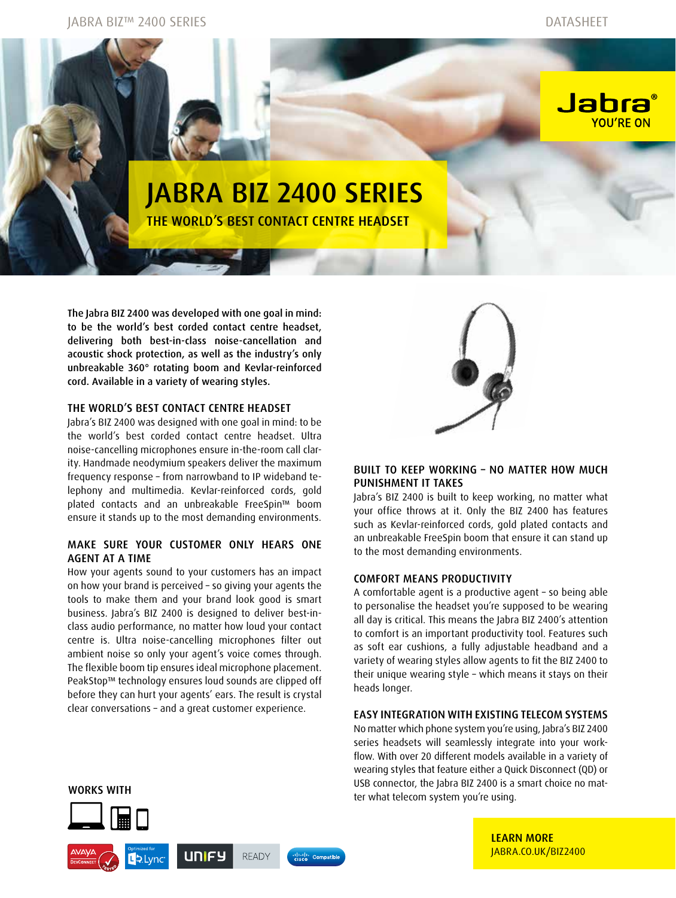# JABRA BIZ 2400 SERIES

## THE WORLD'S BEST CONTACT CENTRE HEADSET

**The Jabra BIZ 2400 was developed with one goal in mind: to be the world's best corded contact centre headset, delivering both best-in-class noise-cancellation and acoustic shock protection, as well as the industry's only unbreakable 360° rotating boom and Kevlar-reinforced cord. Available in a variety of wearing styles.**

### THE WORLD'S BEST CONTACT CENTRE HEADSET

Jabra's BIZ 2400 was designed with one goal in mind: to be the world's best corded contact centre headset. Ultra noise-cancelling microphones ensure in-the-room call clarity. Handmade neodymium speakers deliver the maximum frequency response – from narrowband to IP wideband telephony and multimedia. Kevlar-reinforced cords, gold plated contacts and an unbreakable FreeSpin™ boom ensure it stands up to the most demanding environments.

### MAKE SURE YOUR CUSTOMER ONLY HEARS ONE AGENT AT A TIME

How your agents sound to your customers has an impact on how your brand is perceived – so giving your agents the tools to make them and your brand look good is smart business. Jabra's BIZ 2400 is designed to deliver best-in-class audio performance, no matter how loud your contact centre is. Ultra noise-cancelling microphones filter out ambient noise so only your agent's voice comes through. The flexible boom tip ensures ideal microphone placement. PeakStop™ technology ensures loud sounds are clipped off before they can hurt your agents' ears. The result is crystal clear conversations – and a great customer experience.

### BUILT TO KEEP WORKING – NO MATTER HOW MUCH PUNISHMENT IT TAKES

Jabra's BIZ 2400 is built to keep working, no matter what your office throws at it. Only the BIZ 2400 has features such as Kevlar-reinforced cords, gold plated contacts and an unbreakable FreeSpin boom that ensure it can stand up to the most demanding environments.

### COMFORT MEANS PRODUCTIVITY

A comfortable agent is a productive agent – so being able to personalise the headset you're supposed to be wearing all day is critical. This means the Jabra BIZ 2400's attention to comfort is an important productivity tool. Features such as soft ear cushions, a fully adjustable headband and a variety of wearing styles allow agents to fit the BIZ 2400 to their unique wearing style – which means it stays on their heads longer.

### EASY INTEGRATION WITH EXISTING TELECOM SYSTEMS

No matter which phone system you're using, Jabra's BIZ 2400 series headsets will seamlessly integrate into your workflow. With over 20 different models available in a variety of wearing styles that feature either a Quick Disconnect (QD) or USB connector, the Jabra BIZ 2400 is a smart choice no matter what telecom system you're using.

### WORKS WITH

AVAYA DevConnect Tested · Optimized for Lync · UNIFY READY · Cisco Compatible

**LEARN MORE**
JABRA.CO.UK/BIZ2400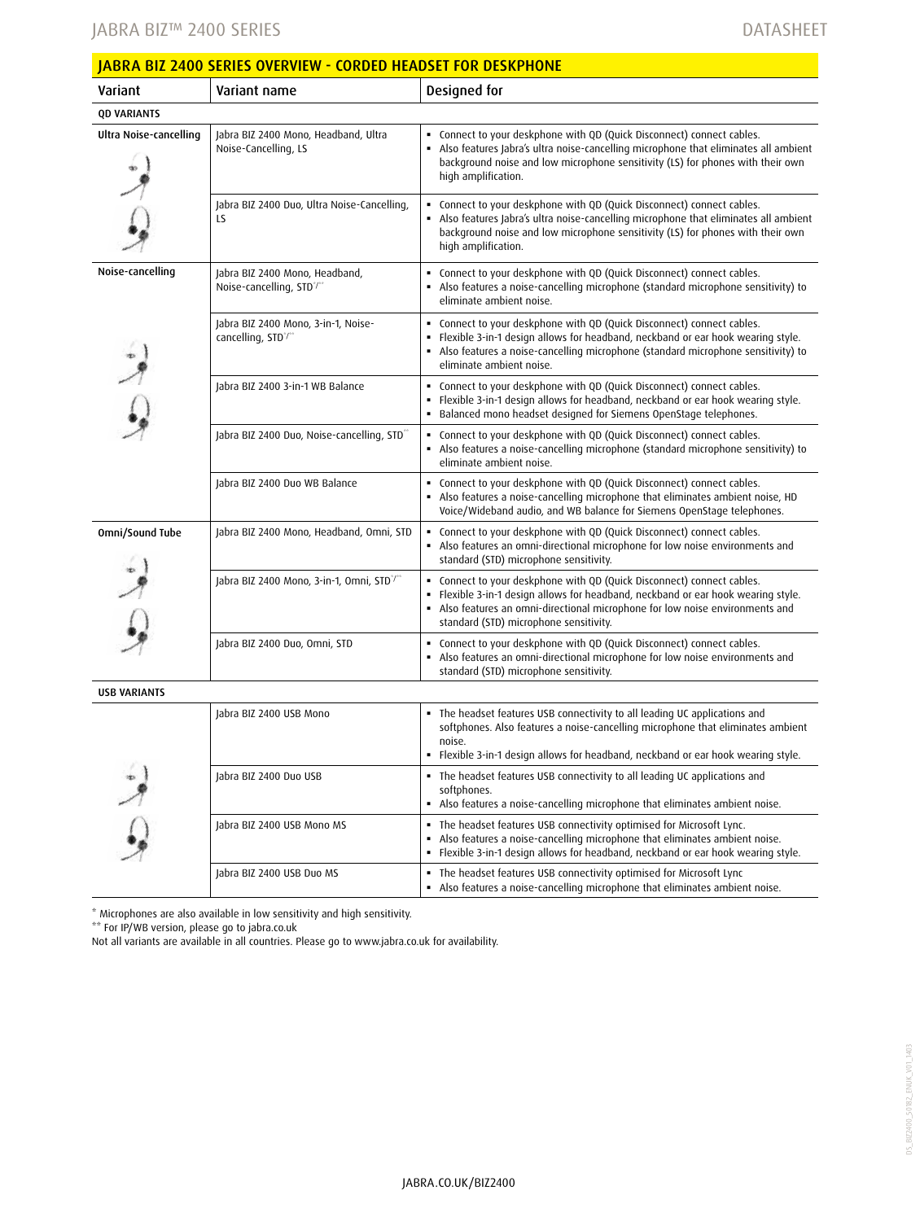## JABRA BIZ 2400 SERIES OVERVIEW - CORDED HEADSET FOR DESKPHONE

| Variant | Variant name | Designed for |
|---|---|---|
| **QD VARIANTS** | | |
| **Ultra Noise-cancelling** | Jabra BIZ 2400 Mono, Headband, Ultra Noise-Cancelling, LS | • Connect to your deskphone with QD (Quick Disconnect) connect cables.<br>• Also features Jabra's ultra noise-cancelling microphone that eliminates all ambient background noise and low microphone sensitivity (LS) for phones with their own high amplification. |
| | Jabra BIZ 2400 Duo, Ultra Noise-Cancelling, LS | • Connect to your deskphone with QD (Quick Disconnect) connect cables.<br>• Also features Jabra's ultra noise-cancelling microphone that eliminates all ambient background noise and low microphone sensitivity (LS) for phones with their own high amplification. |
| **Noise-cancelling** | Jabra BIZ 2400 Mono, Headband, Noise-cancelling, STD*/** | • Connect to your deskphone with QD (Quick Disconnect) connect cables.<br>• Also features a noise-cancelling microphone (standard microphone sensitivity) to eliminate ambient noise. |
| | Jabra BIZ 2400 Mono, 3-in-1, Noise-cancelling, STD*/** | • Connect to your deskphone with QD (Quick Disconnect) connect cables.<br>• Flexible 3-in-1 design allows for headband, neckband or ear hook wearing style.<br>• Also features a noise-cancelling microphone (standard microphone sensitivity) to eliminate ambient noise. |
| | Jabra BIZ 2400 3-in-1 WB Balance | • Connect to your deskphone with QD (Quick Disconnect) connect cables.<br>• Flexible 3-in-1 design allows for headband, neckband or ear hook wearing style.<br>• Balanced mono headset designed for Siemens OpenStage telephones. |
| | Jabra BIZ 2400 Duo, Noise-cancelling, STD** | • Connect to your deskphone with QD (Quick Disconnect) connect cables.<br>• Also features a noise-cancelling microphone (standard microphone sensitivity) to eliminate ambient noise. |
| | Jabra BIZ 2400 Duo WB Balance | • Connect to your deskphone with QD (Quick Disconnect) connect cables.<br>• Also features a noise-cancelling microphone that eliminates ambient noise, HD Voice/Wideband audio, and WB balance for Siemens OpenStage telephones. |
| **Omni/Sound Tube** | Jabra BIZ 2400 Mono, Headband, Omni, STD | • Connect to your deskphone with QD (Quick Disconnect) connect cables.<br>• Also features an omni-directional microphone for low noise environments and standard (STD) microphone sensitivity. |
| | Jabra BIZ 2400 Mono, 3-in-1, Omni, STD*/** | • Connect to your deskphone with QD (Quick Disconnect) connect cables.<br>• Flexible 3-in-1 design allows for headband, neckband or ear hook wearing style.<br>• Also features an omni-directional microphone for low noise environments and standard (STD) microphone sensitivity. |
| | Jabra BIZ 2400 Duo, Omni, STD | • Connect to your deskphone with QD (Quick Disconnect) connect cables.<br>• Also features an omni-directional microphone for low noise environments and standard (STD) microphone sensitivity. |
| **USB VARIANTS** | | |
| | Jabra BIZ 2400 USB Mono | • The headset features USB connectivity to all leading UC applications and softphones. Also features a noise-cancelling microphone that eliminates ambient noise.<br>• Flexible 3-in-1 design allows for headband, neckband or ear hook wearing style. |
| | Jabra BIZ 2400 Duo USB | • The headset features USB connectivity to all leading UC applications and softphones.<br>• Also features a noise-cancelling microphone that eliminates ambient noise. |
| | Jabra BIZ 2400 USB Mono MS | • The headset features USB connectivity optimised for Microsoft Lync.<br>• Also features a noise-cancelling microphone that eliminates ambient noise.<br>• Flexible 3-in-1 design allows for headband, neckband or ear hook wearing style. |
| | Jabra BIZ 2400 USB Duo MS | • The headset features USB connectivity optimised for Microsoft Lync<br>• Also features a noise-cancelling microphone that eliminates ambient noise. |

* Microphones are also available in low sensitivity and high sensitivity.
** For IP/WB version, please go to jabra.co.uk
Not all variants are available in all countries. Please go to www.jabra.co.uk for availability.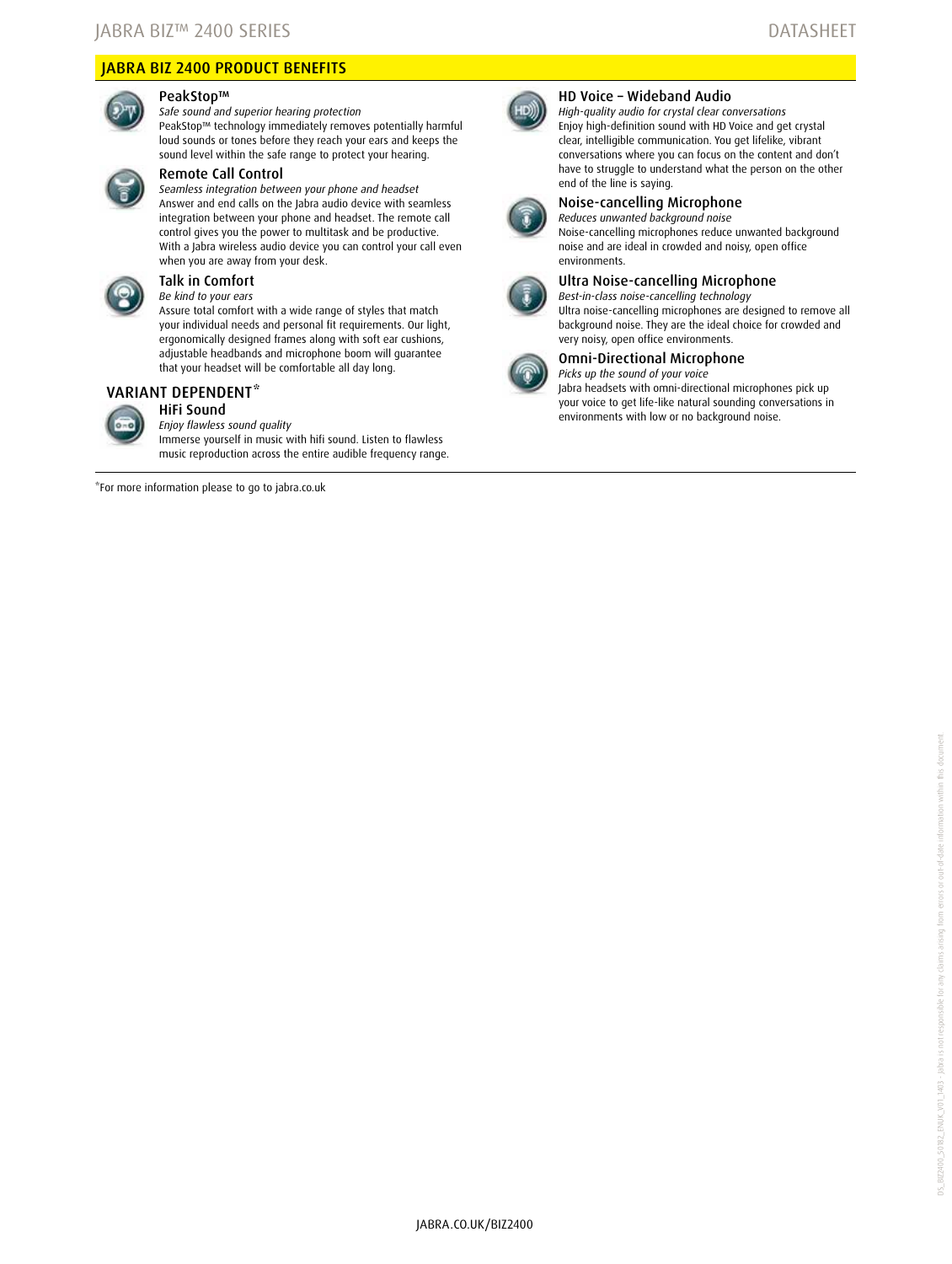## JABRA BIZ 2400 PRODUCT BENEFITS

### PeakStop™

*Safe sound and superior hearing protection*

PeakStop™ technology immediately removes potentially harmful loud sounds or tones before they reach your ears and keeps the sound level within the safe range to protect your hearing.

### Remote Call Control

*Seamless integration between your phone and headset*

Answer and end calls on the Jabra audio device with seamless integration between your phone and headset. The remote call control gives you the power to multitask and be productive. With a Jabra wireless audio device you can control your call even when you are away from your desk.

### Talk in Comfort

*Be kind to your ears*

Assure total comfort with a wide range of styles that match your individual needs and personal fit requirements. Our light, ergonomically designed frames along with soft ear cushions, adjustable headbands and microphone boom will guarantee that your headset will be comfortable all day long.

## VARIANT DEPENDENT*

### HiFi Sound

*Enjoy flawless sound quality*

Immerse yourself in music with hifi sound. Listen to flawless music reproduction across the entire audible frequency range.

### HD Voice – Wideband Audio

*High-quality audio for crystal clear conversations*

Enjoy high-definition sound with HD Voice and get crystal clear, intelligible communication. You get lifelike, vibrant conversations where you can focus on the content and don't have to struggle to understand what the person on the other end of the line is saying.

### Noise-cancelling Microphone

*Reduces unwanted background noise*

Noise-cancelling microphones reduce unwanted background noise and are ideal in crowded and noisy, open office environments.

### Ultra Noise-cancelling Microphone

*Best-in-class noise-cancelling technology*

Ultra noise-cancelling microphones are designed to remove all background noise. They are the ideal choice for crowded and very noisy, open office environments.

### Omni-Directional Microphone

*Picks up the sound of your voice*

Jabra headsets with omni-directional microphones pick up your voice to get life-like natural sounding conversations in environments with low or no background noise.

*For more information please to go to jabra.co.uk

DS_BIZ2400_50182_ENUK_V01_1403 - Jabra is not responsible for any claims arising from errors or out-of-date information within this document

JABRA.CO.UK/BIZ2400